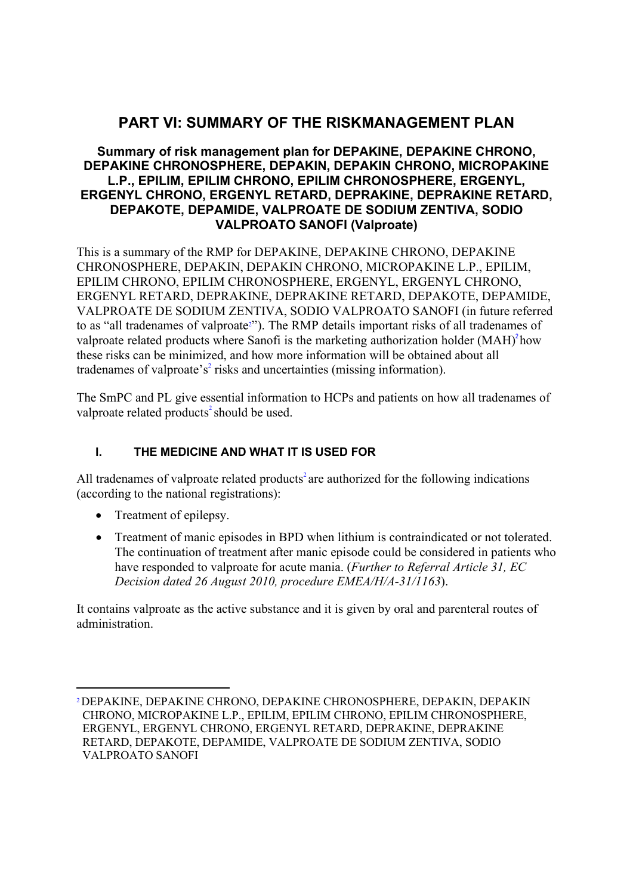# PART VI: SUMMARY OF THE RISKMANAGEMENT PLAN

## Summary of risk management plan for DEPAKINE, DEPAKINE CHRONO, DEPAKINE CHRONOSPHERE, DEPAKIN, DEPAKIN CHRONO, MICROPAKINE L.P., EPILIM, EPILIM CHRONO, EPILIM CHRONOSPHERE, ERGENYL, ERGENYL CHRONO, ERGENYL RETARD, DEPRAKINE, DEPRAKINE RETARD, DEPAKOTE, DEPAMIDE, VALPROATE DE SODIUM ZENTIVA, SODIO VALPROATO SANOFI (Valproate)

This is a summary of the RMP for DEPAKINE, DEPAKINE CHRONO, DEPAKINE CHRONOSPHERE, DEPAKIN, DEPAKIN CHRONO, MICROPAKINE L.P., EPILIM, EPILIM CHRONO, EPILIM CHRONOSPHERE, ERGENYL, ERGENYL CHRONO, ERGENYL RETARD, DEPRAKINE, DEPRAKINE RETARD, DEPAKOTE, DEPAMIDE, VALPROATE DE SODIUM ZENTIVA, SODIO VALPROATO SANOFI (in future referred to as "all tradenames of valproate[2]"). The RMP details important risks of all tradenames of valproate related products where Sanofi is the marketing authorization holder (MAH)[2] how these risks can be minimized, and how more information will be obtained about all tradenames of valproate's[2] risks and uncertainties (missing information).

The SmPC and PL give essential information to HCPs and patients on how all tradenames of valproate related products[2] should be used.

### I. THE MEDICINE AND WHAT IT IS USED FOR

All tradenames of valproate related products[2] are authorized for the following indications (according to the national registrations):

- Treatment of epilepsy.
- Treatment of manic episodes in BPD when lithium is contraindicated or not tolerated. The continuation of treatment after manic episode could be considered in patients who have responded to valproate for acute mania. (*Further to Referral Article 31, EC Decision dated 26 August 2010, procedure EMEA/H/A-31/1163*).

It contains valproate as the active substance and it is given by oral and parenteral routes of administration.

---

[2] DEPAKINE, DEPAKINE CHRONO, DEPAKINE CHRONOSPHERE, DEPAKIN, DEPAKIN CHRONO, MICROPAKINE L.P., EPILIM, EPILIM CHRONO, EPILIM CHRONOSPHERE, ERGENYL, ERGENYL CHRONO, ERGENYL RETARD, DEPRAKINE, DEPRAKINE RETARD, DEPAKOTE, DEPAMIDE, VALPROATE DE SODIUM ZENTIVA, SODIO VALPROATO SANOFI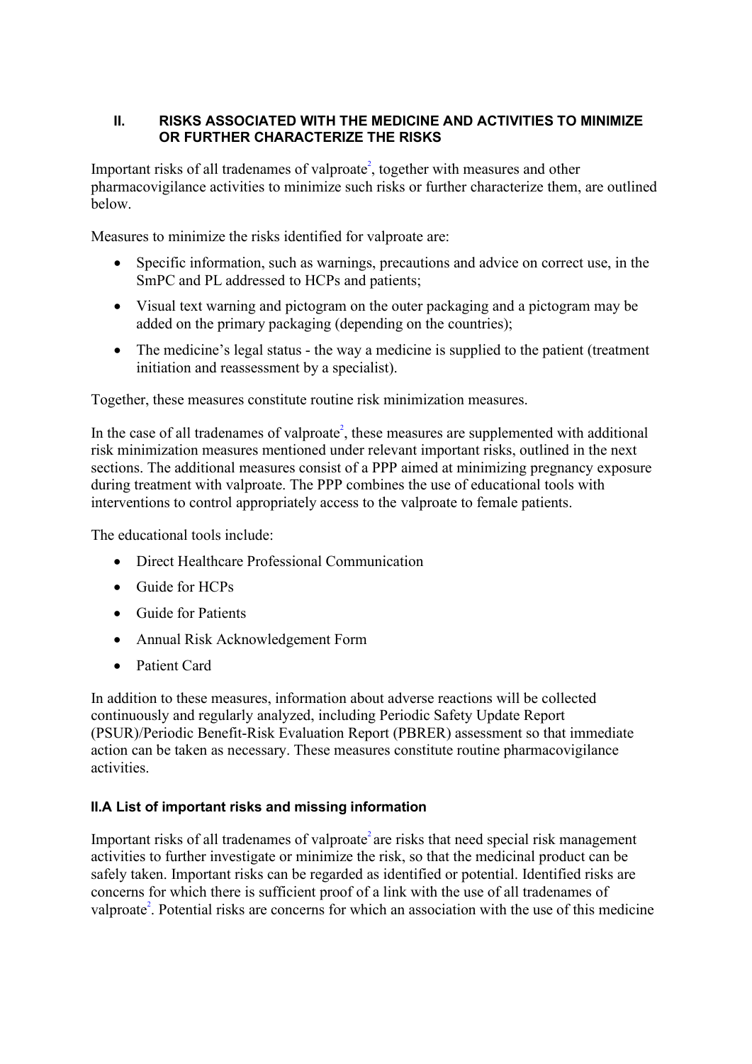## II. RISKS ASSOCIATED WITH THE MEDICINE AND ACTIVITIES TO MINIMIZE OR FURTHER CHARACTERIZE THE RISKS

Important risks of all tradenames of valproate[2], together with measures and other pharmacovigilance activities to minimize such risks or further characterize them, are outlined below.

Measures to minimize the risks identified for valproate are:

- Specific information, such as warnings, precautions and advice on correct use, in the SmPC and PL addressed to HCPs and patients;
- Visual text warning and pictogram on the outer packaging and a pictogram may be added on the primary packaging (depending on the countries);
- The medicine's legal status - the way a medicine is supplied to the patient (treatment initiation and reassessment by a specialist).

Together, these measures constitute routine risk minimization measures.

In the case of all tradenames of valproate[2], these measures are supplemented with additional risk minimization measures mentioned under relevant important risks, outlined in the next sections. The additional measures consist of a PPP aimed at minimizing pregnancy exposure during treatment with valproate. The PPP combines the use of educational tools with interventions to control appropriately access to the valproate to female patients.

The educational tools include:

- Direct Healthcare Professional Communication
- Guide for HCPs
- Guide for Patients
- Annual Risk Acknowledgement Form
- Patient Card

In addition to these measures, information about adverse reactions will be collected continuously and regularly analyzed, including Periodic Safety Update Report (PSUR)/Periodic Benefit-Risk Evaluation Report (PBRER) assessment so that immediate action can be taken as necessary. These measures constitute routine pharmacovigilance activities.

### II.A List of important risks and missing information

Important risks of all tradenames of valproate[2] are risks that need special risk management activities to further investigate or minimize the risk, so that the medicinal product can be safely taken. Important risks can be regarded as identified or potential. Identified risks are concerns for which there is sufficient proof of a link with the use of all tradenames of valproate[2]. Potential risks are concerns for which an association with the use of this medicine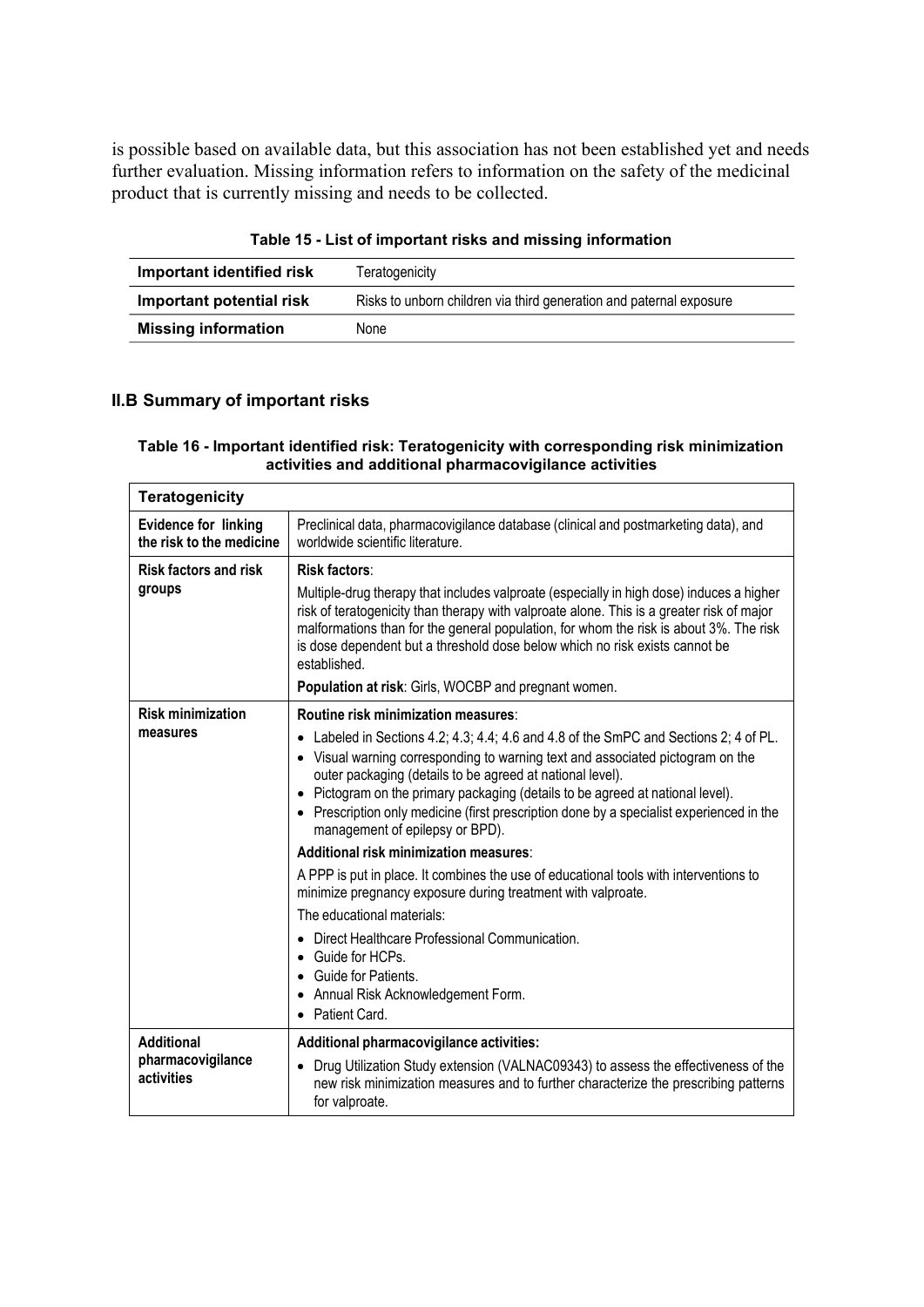is possible based on available data, but this association has not been established yet and needs further evaluation. Missing information refers to information on the safety of the medicinal product that is currently missing and needs to be collected.

**Table 15 - List of important risks and missing information**

| | |
|---|---|
| **Important identified risk** | Teratogenicity |
| **Important potential risk** | Risks to unborn children via third generation and paternal exposure |
| **Missing information** | None |

## II.B Summary of important risks

**Table 16 - Important identified risk: Teratogenicity with corresponding risk minimization activities and additional pharmacovigilance activities**

| **Teratogenicity** | |
|---|---|
| **Evidence for linking the risk to the medicine** | Preclinical data, pharmacovigilance database (clinical and postmarketing data), and worldwide scientific literature. |
| **Risk factors and risk groups** | **Risk factors**:<br>Multiple-drug therapy that includes valproate (especially in high dose) induces a higher risk of teratogenicity than therapy with valproate alone. This is a greater risk of major malformations than for the general population, for whom the risk is about 3%. The risk is dose dependent but a threshold dose below which no risk exists cannot be established.<br>**Population at risk**: Girls, WOCBP and pregnant women. |
| **Risk minimization measures** | **Routine risk minimization measures**:<br>• Labeled in Sections 4.2; 4.3; 4.4; 4.6 and 4.8 of the SmPC and Sections 2; 4 of PL.<br>• Visual warning corresponding to warning text and associated pictogram on the outer packaging (details to be agreed at national level).<br>• Pictogram on the primary packaging (details to be agreed at national level).<br>• Prescription only medicine (first prescription done by a specialist experienced in the management of epilepsy or BPD).<br>**Additional risk minimization measures**:<br>A PPP is put in place. It combines the use of educational tools with interventions to minimize pregnancy exposure during treatment with valproate.<br>The educational materials:<br>• Direct Healthcare Professional Communication.<br>• Guide for HCPs.<br>• Guide for Patients.<br>• Annual Risk Acknowledgement Form.<br>• Patient Card. |
| **Additional pharmacovigilance activities** | **Additional pharmacovigilance activities:**<br>• Drug Utilization Study extension (VALNAC09343) to assess the effectiveness of the new risk minimization measures and to further characterize the prescribing patterns for valproate. |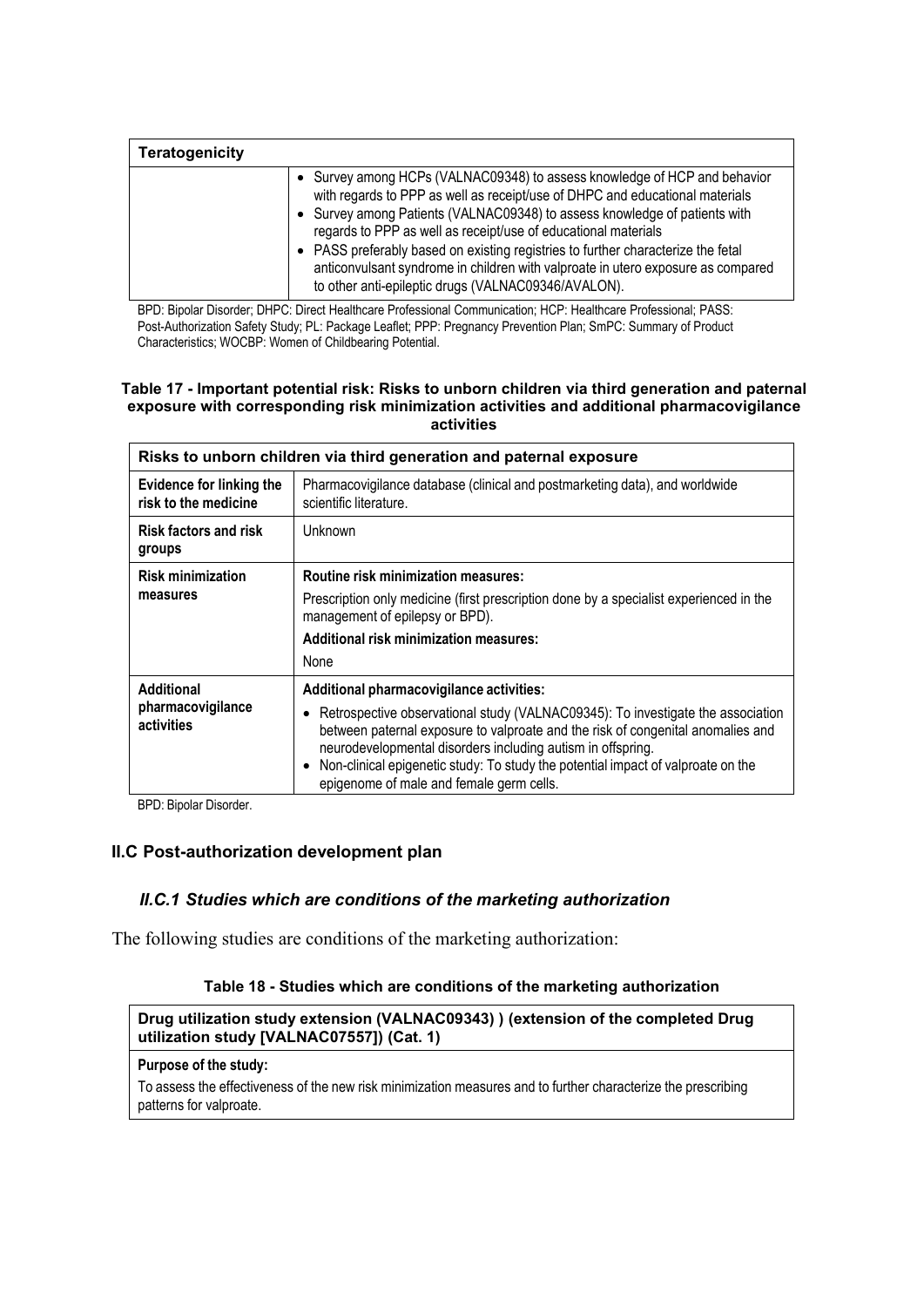| **Teratogenicity** | |
|---|---|
| | • Survey among HCPs (VALNAC09348) to assess knowledge of HCP and behavior with regards to PPP as well as receipt/use of DHPC and educational materials<br>• Survey among Patients (VALNAC09348) to assess knowledge of patients with regards to PPP as well as receipt/use of educational materials<br>• PASS preferably based on existing registries to further characterize the fetal anticonvulsant syndrome in children with valproate in utero exposure as compared to other anti-epileptic drugs (VALNAC09346/AVALON). |

BPD: Bipolar Disorder; DHPC: Direct Healthcare Professional Communication; HCP: Healthcare Professional; PASS: Post-Authorization Safety Study; PL: Package Leaflet; PPP: Pregnancy Prevention Plan; SmPC: Summary of Product Characteristics; WOCBP: Women of Childbearing Potential.

**Table 17 - Important potential risk: Risks to unborn children via third generation and paternal exposure with corresponding risk minimization activities and additional pharmacovigilance activities**

| **Risks to unborn children via third generation and paternal exposure** | |
|---|---|
| **Evidence for linking the risk to the medicine** | Pharmacovigilance database (clinical and postmarketing data), and worldwide scientific literature. |
| **Risk factors and risk groups** | Unknown |
| **Risk minimization measures** | **Routine risk minimization measures:**<br>Prescription only medicine (first prescription done by a specialist experienced in the management of epilepsy or BPD).<br>**Additional risk minimization measures:**<br>None |
| **Additional pharmacovigilance activities** | **Additional pharmacovigilance activities:**<br>• Retrospective observational study (VALNAC09345): To investigate the association between paternal exposure to valproate and the risk of congenital anomalies and neurodevelopmental disorders including autism in offspring.<br>• Non-clinical epigenetic study: To study the potential impact of valproate on the epigenome of male and female germ cells. |

BPD: Bipolar Disorder.

## II.C Post-authorization development plan

### *II.C.1 Studies which are conditions of the marketing authorization*

The following studies are conditions of the marketing authorization:

**Table 18 - Studies which are conditions of the marketing authorization**

| **Drug utilization study extension (VALNAC09343) ) (extension of the completed Drug utilization study [VALNAC07557]) (Cat. 1)** |
|---|
| **Purpose of the study:**<br>To assess the effectiveness of the new risk minimization measures and to further characterize the prescribing patterns for valproate. |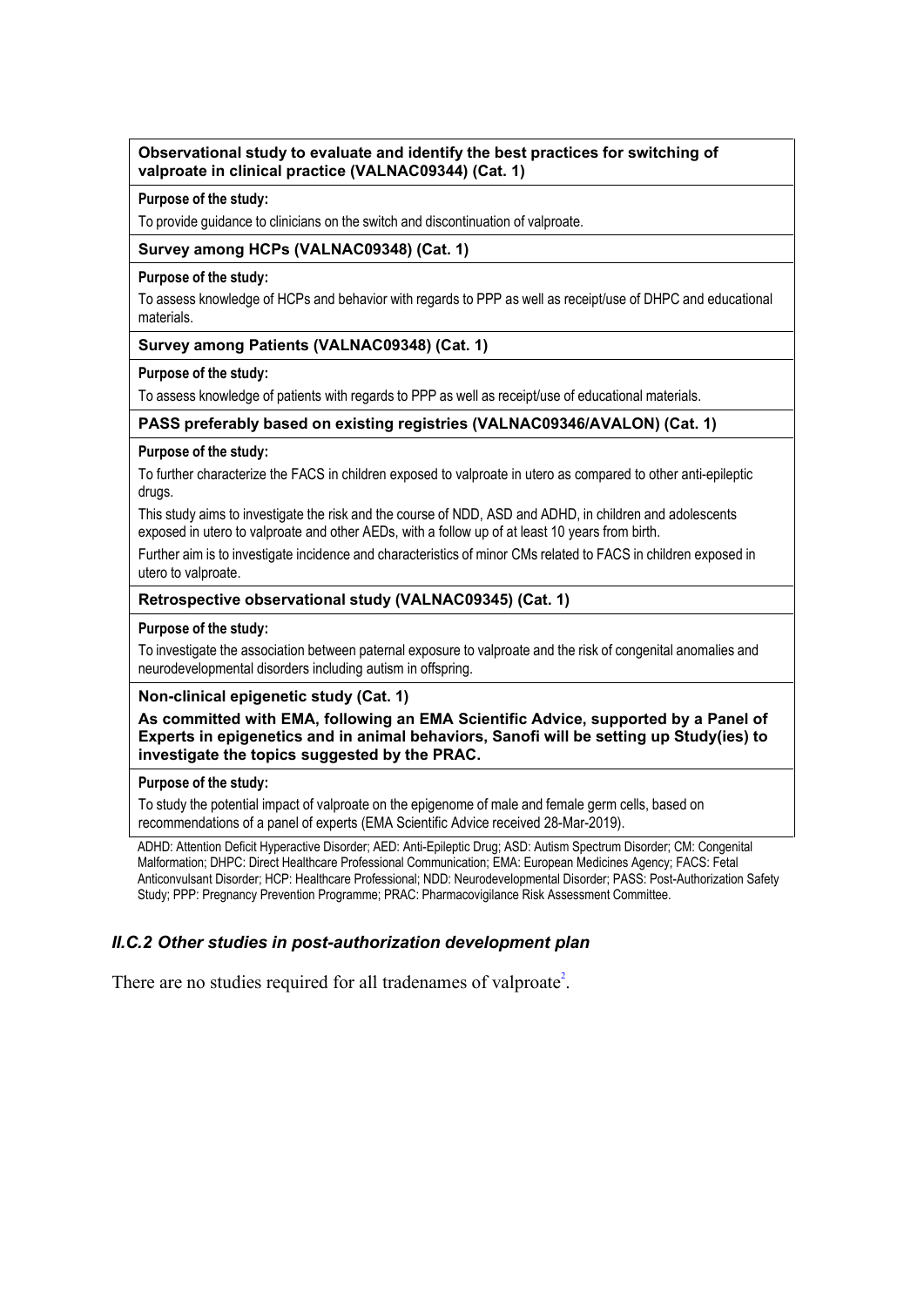| |
|---|
| **Observational study to evaluate and identify the best practices for switching of valproate in clinical practice (VALNAC09344) (Cat. 1)** |
| **Purpose of the study:** |
| To provide guidance to clinicians on the switch and discontinuation of valproate. |
| **Survey among HCPs (VALNAC09348) (Cat. 1)** |
| **Purpose of the study:** |
| To assess knowledge of HCPs and behavior with regards to PPP as well as receipt/use of DHPC and educational materials. |
| **Survey among Patients (VALNAC09348) (Cat. 1)** |
| **Purpose of the study:** |
| To assess knowledge of patients with regards to PPP as well as receipt/use of educational materials. |
| **PASS preferably based on existing registries (VALNAC09346/AVALON) (Cat. 1)** |
| **Purpose of the study:** |
| To further characterize the FACS in children exposed to valproate in utero as compared to other anti-epileptic drugs.<br>This study aims to investigate the risk and the course of NDD, ASD and ADHD, in children and adolescents exposed in utero to valproate and other AEDs, with a follow up of at least 10 years from birth.<br>Further aim is to investigate incidence and characteristics of minor CMs related to FACS in children exposed in utero to valproate. |
| **Retrospective observational study (VALNAC09345) (Cat. 1)** |
| **Purpose of the study:** |
| To investigate the association between paternal exposure to valproate and the risk of congenital anomalies and neurodevelopmental disorders including autism in offspring. |
| **Non-clinical epigenetic study (Cat. 1)**<br>**As committed with EMA, following an EMA Scientific Advice, supported by a Panel of Experts in epigenetics and in animal behaviors, Sanofi will be setting up Study(ies) to investigate the topics suggested by the PRAC.** |
| **Purpose of the study:** |
| To study the potential impact of valproate on the epigenome of male and female germ cells, based on recommendations of a panel of experts (EMA Scientific Advice received 28-Mar-2019). |

ADHD: Attention Deficit Hyperactive Disorder; AED: Anti-Epileptic Drug; ASD: Autism Spectrum Disorder; CM: Congenital Malformation; DHPC: Direct Healthcare Professional Communication; EMA: European Medicines Agency; FACS: Fetal Anticonvulsant Disorder; HCP: Healthcare Professional; NDD: Neurodevelopmental Disorder; PASS: Post-Authorization Safety Study; PPP: Pregnancy Prevention Programme; PRAC: Pharmacovigilance Risk Assessment Committee.

### *II.C.2 Other studies in post-authorization development plan*

There are no studies required for all tradenames of valproate[2].